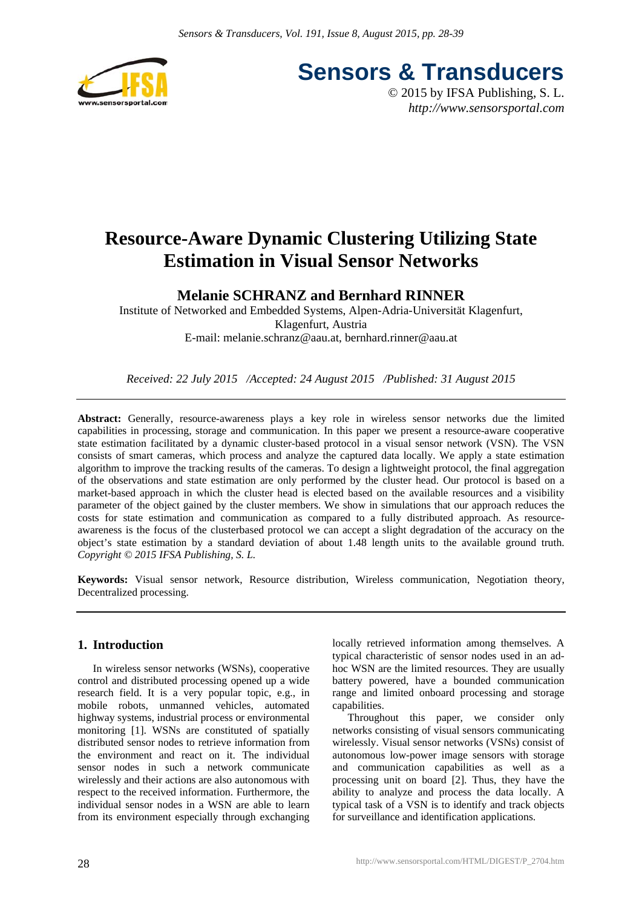# Resource-Aware Dynamic Clustering Utilizing State Estimation in Visual Sensor Networks

**Melanie SCHRANZ and Bernhard RINNER**

Institute of Networked and Embedded Systems, Alpen-Adria-Universität Klagenfurt, Klagenfurt, Austria

E-mail: melanie.schranz@aau.at, bernhard.rinner@aau.at

*Received: 22 July 2015 /Accepted: 24 August 2015 /Published: 31 August 2015*

**Abstract:** Generally, resource-awareness plays a key role in wireless sensor networks due the limited capabilities in processing, storage and communication. In this paper we present a resource-aware cooperative state estimation facilitated by a dynamic cluster-based protocol in a visual sensor network (VSN). The VSN consists of smart cameras, which process and analyze the captured data locally. We apply a state estimation algorithm to improve the tracking results of the cameras. To design a lightweight protocol, the final aggregation of the observations and state estimation are only performed by the cluster head. Our protocol is based on a market-based approach in which the cluster head is elected based on the available resources and a visibility parameter of the object gained by the cluster members. We show in simulations that our approach reduces the costs for state estimation and communication as compared to a fully distributed approach. As resource-awareness is the focus of the clusterbased protocol we can accept a slight degradation of the accuracy on the object's state estimation by a standard deviation of about 1.48 length units to the available ground truth. *Copyright © 2015 IFSA Publishing, S. L.*

**Keywords:** Visual sensor network, Resource distribution, Wireless communication, Negotiation theory, Decentralized processing.

## 1. Introduction

In wireless sensor networks (WSNs), cooperative control and distributed processing opened up a wide research field. It is a very popular topic, e.g., in mobile robots, unmanned vehicles, automated highway systems, industrial process or environmental monitoring [1]. WSNs are constituted of spatially distributed sensor nodes to retrieve information from the environment and react on it. The individual sensor nodes in such a network communicate wirelessly and their actions are also autonomous with respect to the received information. Furthermore, the individual sensor nodes in a WSN are able to learn from its environment especially through exchanging locally retrieved information among themselves. A typical characteristic of sensor nodes used in an ad-hoc WSN are the limited resources. They are usually battery powered, have a bounded communication range and limited onboard processing and storage capabilities.

Throughout this paper, we consider only networks consisting of visual sensors communicating wirelessly. Visual sensor networks (VSNs) consist of autonomous low-power image sensors with storage and communication capabilities as well as a processing unit on board [2]. Thus, they have the ability to analyze and process the data locally. A typical task of a VSN is to identify and track objects for surveillance and identification applications.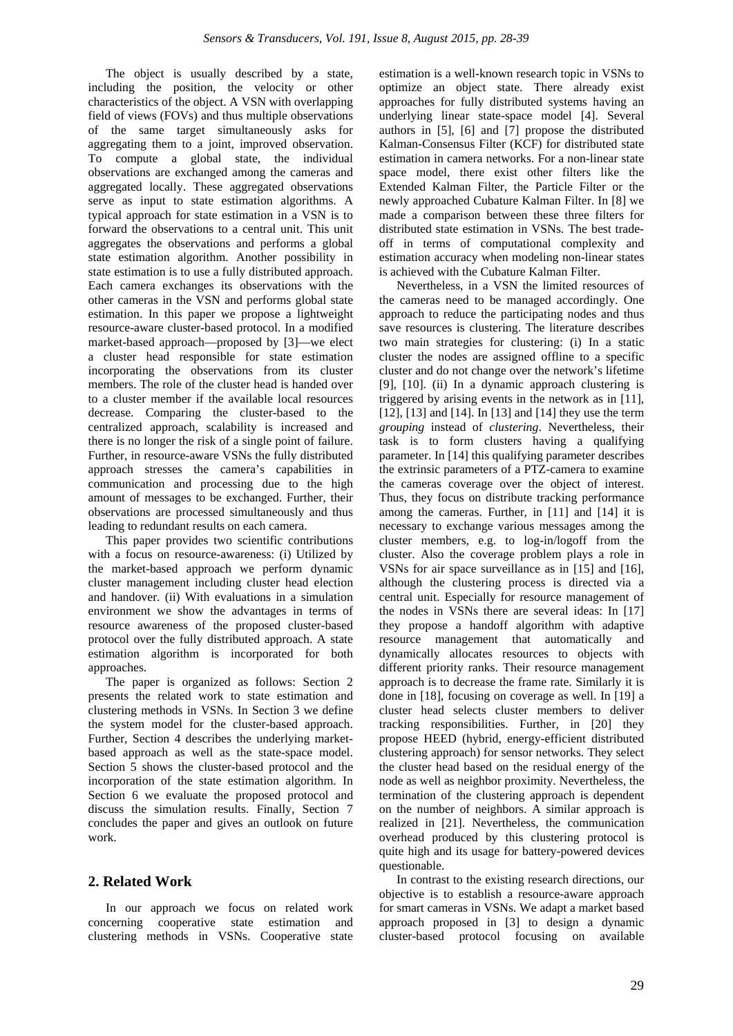The object is usually described by a state, including the position, the velocity or other characteristics of the object. A VSN with overlapping field of views (FOVs) and thus multiple observations of the same target simultaneously asks for aggregating them to a joint, improved observation. To compute a global state, the individual observations are exchanged among the cameras and aggregated locally. These aggregated observations serve as input to state estimation algorithms. A typical approach for state estimation in a VSN is to forward the observations to a central unit. This unit aggregates the observations and performs a global state estimation algorithm. Another possibility in state estimation is to use a fully distributed approach. Each camera exchanges its observations with the other cameras in the VSN and performs global state estimation. In this paper we propose a lightweight resource-aware cluster-based protocol. In a modified market-based approach—proposed by [3]—we elect a cluster head responsible for state estimation incorporating the observations from its cluster members. The role of the cluster head is handed over to a cluster member if the available local resources decrease. Comparing the cluster-based to the centralized approach, scalability is increased and there is no longer the risk of a single point of failure. Further, in resource-aware VSNs the fully distributed approach stresses the camera's capabilities in communication and processing due to the high amount of messages to be exchanged. Further, their observations are processed simultaneously and thus leading to redundant results on each camera.

This paper provides two scientific contributions with a focus on resource-awareness: (i) Utilized by the market-based approach we perform dynamic cluster management including cluster head election and handover. (ii) With evaluations in a simulation environment we show the advantages in terms of resource awareness of the proposed cluster-based protocol over the fully distributed approach. A state estimation algorithm is incorporated for both approaches.

The paper is organized as follows: Section 2 presents the related work to state estimation and clustering methods in VSNs. In Section 3 we define the system model for the cluster-based approach. Further, Section 4 describes the underlying market-based approach as well as the state-space model. Section 5 shows the cluster-based protocol and the incorporation of the state estimation algorithm. In Section 6 we evaluate the proposed protocol and discuss the simulation results. Finally, Section 7 concludes the paper and gives an outlook on future work.

## 2. Related Work

In our approach we focus on related work concerning cooperative state estimation and clustering methods in VSNs. Cooperative state estimation is a well-known research topic in VSNs to optimize an object state. There already exist approaches for fully distributed systems having an underlying linear state-space model [4]. Several authors in [5], [6] and [7] propose the distributed Kalman-Consensus Filter (KCF) for distributed state estimation in camera networks. For a non-linear state space model, there exist other filters like the Extended Kalman Filter, the Particle Filter or the newly approached Cubature Kalman Filter. In [8] we made a comparison between these three filters for distributed state estimation in VSNs. The best trade-off in terms of computational complexity and estimation accuracy when modeling non-linear states is achieved with the Cubature Kalman Filter.

Nevertheless, in a VSN the limited resources of the cameras need to be managed accordingly. One approach to reduce the participating nodes and thus save resources is clustering. The literature describes two main strategies for clustering: (i) In a static cluster the nodes are assigned offline to a specific cluster and do not change over the network's lifetime [9], [10]. (ii) In a dynamic approach clustering is triggered by arising events in the network as in [11], [12], [13] and [14]. In [13] and [14] they use the term *grouping* instead of *clustering*. Nevertheless, their task is to form clusters having a qualifying parameter. In [14] this qualifying parameter describes the extrinsic parameters of a PTZ-camera to examine the cameras coverage over the object of interest. Thus, they focus on distribute tracking performance among the cameras. Further, in [11] and [14] it is necessary to exchange various messages among the cluster members, e.g. to log-in/logoff from the cluster. Also the coverage problem plays a role in VSNs for air space surveillance as in [15] and [16], although the clustering process is directed via a central unit. Especially for resource management of the nodes in VSNs there are several ideas: In [17] they propose a handoff algorithm with adaptive resource management that automatically and dynamically allocates resources to objects with different priority ranks. Their resource management approach is to decrease the frame rate. Similarly it is done in [18], focusing on coverage as well. In [19] a cluster head selects cluster members to deliver tracking responsibilities. Further, in [20] they propose HEED (hybrid, energy-efficient distributed clustering approach) for sensor networks. They select the cluster head based on the residual energy of the node as well as neighbor proximity. Nevertheless, the termination of the clustering approach is dependent on the number of neighbors. A similar approach is realized in [21]. Nevertheless, the communication overhead produced by this clustering protocol is quite high and its usage for battery-powered devices questionable.

In contrast to the existing research directions, our objective is to establish a resource-aware approach for smart cameras in VSNs. We adapt a market based approach proposed in [3] to design a dynamic cluster-based protocol focusing on available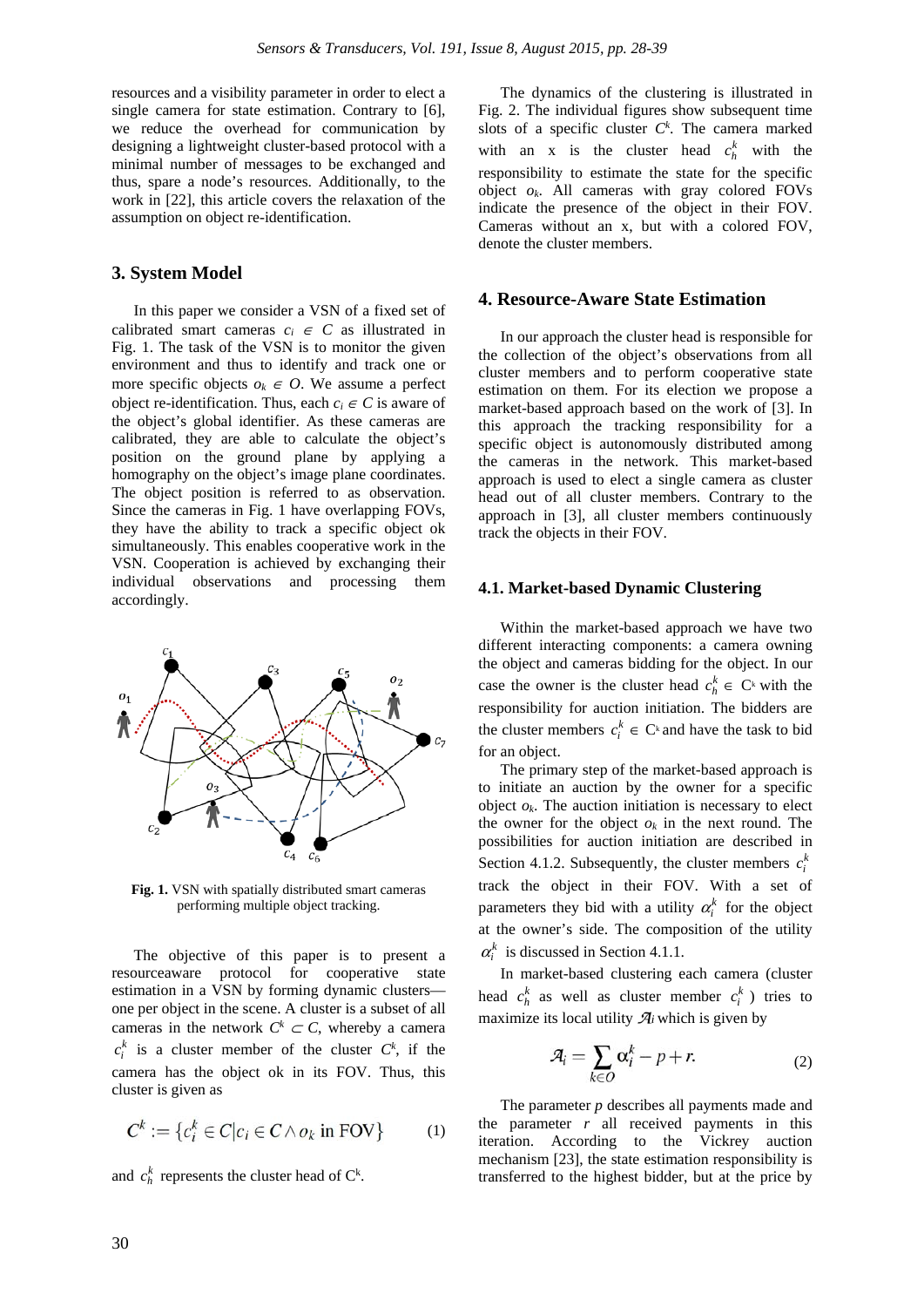resources and a visibility parameter in order to elect a single camera for state estimation. Contrary to [6], we reduce the overhead for communication by designing a lightweight cluster-based protocol with a minimal number of messages to be exchanged and thus, spare a node's resources. Additionally, to the work in [22], this article covers the relaxation of the assumption on object re-identification.

## 3. System Model

In this paper we consider a VSN of a fixed set of calibrated smart cameras $c_i \in C$ as illustrated in Fig. 1. The task of the VSN is to monitor the given environment and thus to identify and track one or more specific objects $o_k \in O$. We assume a perfect object re-identification. Thus, each $c_i \in C$ is aware of the object's global identifier. As these cameras are calibrated, they are able to calculate the object's position on the ground plane by applying a homography on the object's image plane coordinates. The object position is referred to as observation. Since the cameras in Fig. 1 have overlapping FOVs, they have the ability to track a specific object ok simultaneously. This enables cooperative work in the VSN. Cooperation is achieved by exchanging their individual observations and processing them accordingly.

**Fig. 1.** VSN with spatially distributed smart cameras performing multiple object tracking.

The objective of this paper is to present a resourceaware protocol for cooperative state estimation in a VSN by forming dynamic clusters—one per object in the scene. A cluster is a subset of all cameras in the network $C^k \subset C$, whereby a camera $c_i^k$ is a cluster member of the cluster $C^k$, if the camera has the object ok in its FOV. Thus, this cluster is given as

$$C^k := \{c_i^k \in C | c_i \in C \wedge o_k \text{ in FOV}\} \tag{1}$$

and $c_h^k$ represents the cluster head of $C^k$.

The dynamics of the clustering is illustrated in Fig. 2. The individual figures show subsequent time slots of a specific cluster $C^k$. The camera marked with an x is the cluster head $c_h^k$ with the responsibility to estimate the state for the specific object $o_k$. All cameras with gray colored FOVs indicate the presence of the object in their FOV. Cameras without an x, but with a colored FOV, denote the cluster members.

## 4. Resource-Aware State Estimation

In our approach the cluster head is responsible for the collection of the object's observations from all cluster members and to perform cooperative state estimation on them. For its election we propose a market-based approach based on the work of [3]. In this approach the tracking responsibility for a specific object is autonomously distributed among the cameras in the network. This market-based approach is used to elect a single camera as cluster head out of all cluster members. Contrary to the approach in [3], all cluster members continuously track the objects in their FOV.

### 4.1. Market-based Dynamic Clustering

Within the market-based approach we have two different interacting components: a camera owning the object and cameras bidding for the object. In our case the owner is the cluster head $c_h^k \in C^k$ with the responsibility for auction initiation. The bidders are the cluster members $c_i^k \in C^k$ and have the task to bid for an object.

The primary step of the market-based approach is to initiate an auction by the owner for a specific object $o_k$. The auction initiation is necessary to elect the owner for the object $o_k$ in the next round. The possibilities for auction initiation are described in Section 4.1.2. Subsequently, the cluster members $c_i^k$ track the object in their FOV. With a set of parameters they bid with a utility $\alpha_i^k$ for the object at the owner's side. The composition of the utility $\alpha_i^k$ is discussed in Section 4.1.1.

In market-based clustering each camera (cluster head $c_h^k$ as well as cluster member $c_i^k$) tries to maximize its local utility $\mathcal{A}_i$ which is given by

$$\mathcal{A}_i = \sum_{k \in O} \alpha_i^k - p + r. \tag{2}$$

The parameter $p$ describes all payments made and the parameter $r$ all received payments in this iteration. According to the Vickrey auction mechanism [23], the state estimation responsibility is transferred to the highest bidder, but at the price by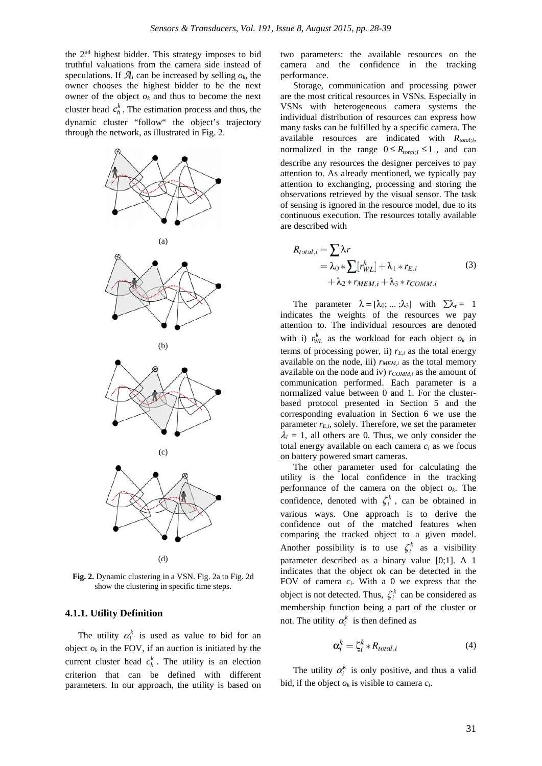the 2nd highest bidder. This strategy imposes to bid truthful valuations from the camera side instead of speculations. If $\mathcal{A}_i$ can be increased by selling $o_k$, the owner chooses the highest bidder to be the next owner of the object $o_k$ and thus to become the next cluster head $c_h^k$. The estimation process and thus, the dynamic cluster "follow" the object's trajectory through the network, as illustrated in Fig. 2.

(a)

(b)

(c)

(d)

**Fig. 2.** Dynamic clustering in a VSN. Fig. 2a to Fig. 2d show the clustering in specific time steps.

#### 4.1.1. Utility Definition

The utility $\alpha_i^k$ is used as value to bid for an object $o_k$ in the FOV, if an auction is initiated by the current cluster head $c_h^k$. The utility is an election criterion that can be defined with different parameters. In our approach, the utility is based on two parameters: the available resources on the camera and the confidence in the tracking performance.

Storage, communication and processing power are the most critical resources in VSNs. Especially in VSNs with heterogeneous camera systems the individual distribution of resources can express how many tasks can be fulfilled by a specific camera. The available resources are indicated with $R_{total;i}$, normalized in the range $0 \le R_{total;i} \le 1$, and can describe any resources the designer perceives to pay attention to. As already mentioned, we typically pay attention to exchanging, processing and storing the observations retrieved by the visual sensor. The task of sensing is ignored in the resource model, due to its continuous execution. The resources totally available are described with

$$\begin{aligned} R_{total,i} &= \sum \lambda r \\ &= \lambda_0 * \sum [r_{WL}^k] + \lambda_1 * r_{E,i} \\ &\quad + \lambda_2 * r_{MEM,i} + \lambda_3 * r_{COMM,i} \end{aligned} \tag{3}$$

The parameter $\lambda = [\lambda_0; \ldots ;\lambda_3]$ with $\sum\lambda_r = 1$ indicates the weights of the resources we pay attention to. The individual resources are denoted with i) $r_{WL}^k$ as the workload for each object $o_k$ in terms of processing power, ii) $r_{E,i}$ as the total energy available on the node, iii) $r_{MEM,i}$ as the total memory available on the node and iv) $r_{COMM,i}$ as the amount of communication performed. Each parameter is a normalized value between 0 and 1. For the cluster-based protocol presented in Section 5 and the corresponding evaluation in Section 6 we use the parameter $r_{E,i}$, solely. Therefore, we set the parameter $\lambda_1 = 1$, all others are 0. Thus, we only consider the total energy available on each camera $c_i$ as we focus on battery powered smart cameras.

The other parameter used for calculating the utility is the local confidence in the tracking performance of the camera on the object $o_k$. The confidence, denoted with $\zeta_i^k$, can be obtained in various ways. One approach is to derive the confidence out of the matched features when comparing the tracked object to a given model. Another possibility is to use $\zeta_i^k$ as a visibility parameter described as a binary value [0;1]. A 1 indicates that the object ok can be detected in the FOV of camera $c_i$. With a 0 we express that the object is not detected. Thus, $\zeta_i^k$ can be considered as membership function being a part of the cluster or not. The utility $\alpha_i^k$ is then defined as

$$\alpha_i^k = \zeta_i^k * R_{total,i} \tag{4}$$

The utility $\alpha_i^k$ is only positive, and thus a valid bid, if the object $o_k$ is visible to camera $c_i$.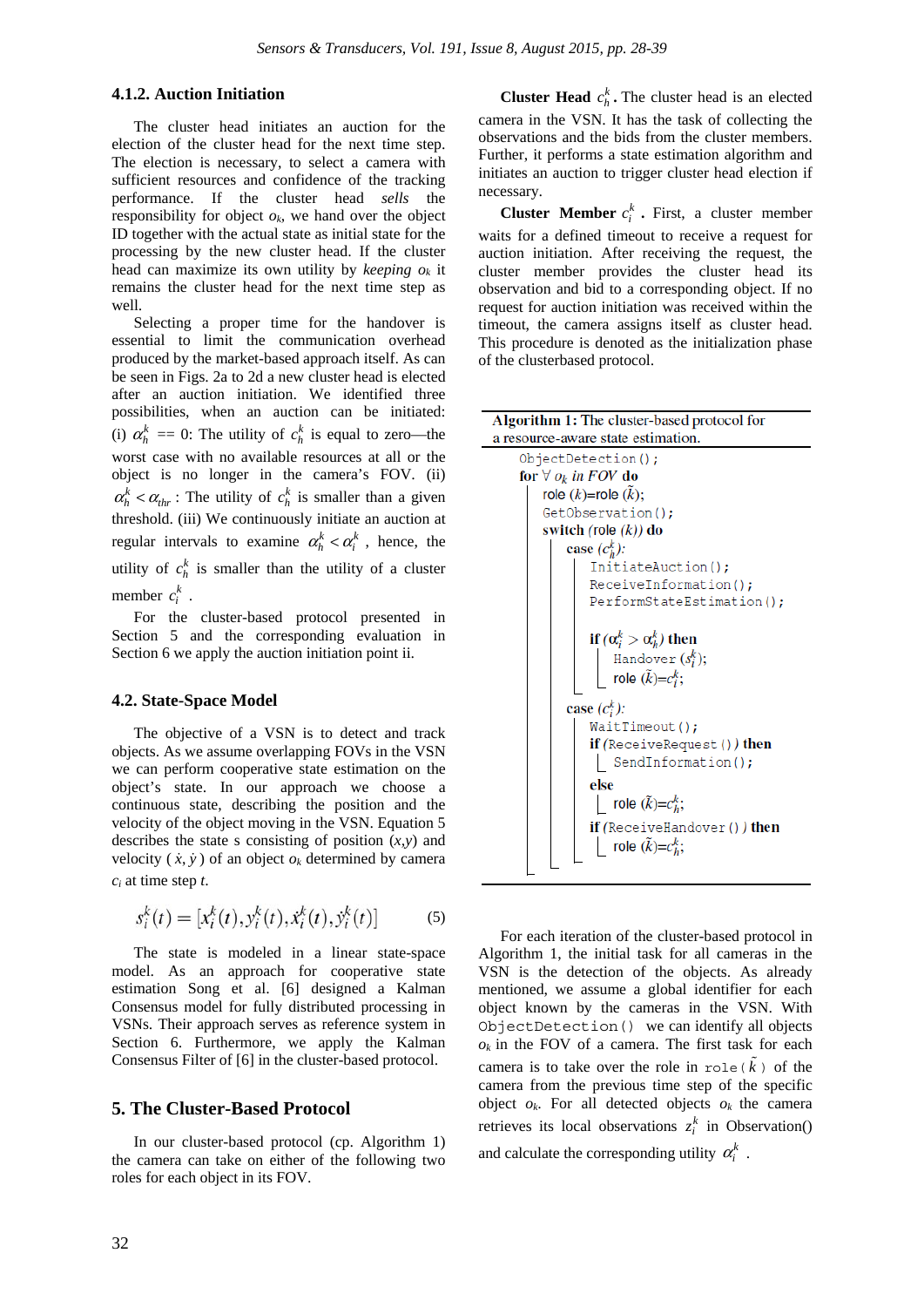#### 4.1.2. Auction Initiation

The cluster head initiates an auction for the election of the cluster head for the next time step. The election is necessary, to select a camera with sufficient resources and confidence of the tracking performance. If the cluster head *sells* the responsibility for object $o_k$, we hand over the object ID together with the actual state as initial state for the processing by the new cluster head. If the cluster head can maximize its own utility by *keeping* $o_k$ it remains the cluster head for the next time step as well.

Selecting a proper time for the handover is essential to limit the communication overhead produced by the market-based approach itself. As can be seen in Figs. 2a to 2d a new cluster head is elected after an auction initiation. We identified three possibilities, when an auction can be initiated: (i) $\alpha_h^k == 0$: The utility of $c_h^k$ is equal to zero—the worst case with no available resources at all or the object is no longer in the camera's FOV. (ii) $\alpha_h^k < \alpha_{thr}$: The utility of $c_h^k$ is smaller than a given threshold. (iii) We continuously initiate an auction at regular intervals to examine $\alpha_h^k < \alpha_i^k$, hence, the utility of $c_h^k$ is smaller than the utility of a cluster member $c_i^k$.

For the cluster-based protocol presented in Section 5 and the corresponding evaluation in Section 6 we apply the auction initiation point ii.

### 4.2. State-Space Model

The objective of a VSN is to detect and track objects. As we assume overlapping FOVs in the VSN we can perform cooperative state estimation on the object's state. In our approach we choose a continuous state, describing the position and the velocity of the object moving in the VSN. Equation 5 describes the state s consisting of position $(x,y)$ and velocity $(\dot{x},\dot{y})$ of an object $o_k$ determined by camera $c_i$ at time step $t$.

$$s_i^k(t) = [x_i^k(t), y_i^k(t), \dot{x}_i^k(t), \dot{y}_i^k(t)] \tag{5}$$

The state is modeled in a linear state-space model. As an approach for cooperative state estimation Song et al. [6] designed a Kalman Consensus model for fully distributed processing in VSNs. Their approach serves as reference system in Section 6. Furthermore, we apply the Kalman Consensus Filter of [6] in the cluster-based protocol.

## 5. The Cluster-Based Protocol

In our cluster-based protocol (cp. Algorithm 1) the camera can take on either of the following two roles for each object in its FOV.

**Cluster Head $c_h^k$.** The cluster head is an elected camera in the VSN. It has the task of collecting the observations and the bids from the cluster members. Further, it performs a state estimation algorithm and initiates an auction to trigger cluster head election if necessary.

**Cluster Member $c_i^k$.** First, a cluster member waits for a defined timeout to receive a request for auction initiation. After receiving the request, the cluster member provides the cluster head its observation and bid to a corresponding object. If no request for auction initiation was received within the timeout, the camera assigns itself as cluster head. This procedure is denoted as the initialization phase of the clusterbased protocol.

**Algorithm 1:** The cluster-based protocol for a resource-aware state estimation.

```
ObjectDetection();
for ∀ o_k in FOV do
    role (k)=role (k̃);
    GetObservation();
    switch (role (k)) do
        case (c_h^k):
            InitiateAuction();
            ReceiveInformation();
            PerformStateEstimation();

            if (α_i^k > α_h^k) then
                Handover (s_i^k);
                role (k̃)=c_i^k;

        case (c_i^k):
            WaitTimeout();
            if (ReceiveRequest()) then
                SendInformation();
            else
                role (k̃)=c_h^k;
            if (ReceiveHandover()) then
                role (k̃)=c_h^k;
```

For each iteration of the cluster-based protocol in Algorithm 1, the initial task for all cameras in the VSN is the detection of the objects. As already mentioned, we assume a global identifier for each object known by the cameras in the VSN. With `ObjectDetection()` we can identify all objects $o_k$ in the FOV of a camera. The first task for each camera is to take over the role in `role(`$\tilde{k}$`)` of the camera from the previous time step of the specific object $o_k$. For all detected objects $o_k$ the camera retrieves its local observations $z_i^k$ in Observation() and calculate the corresponding utility $\alpha_i^k$.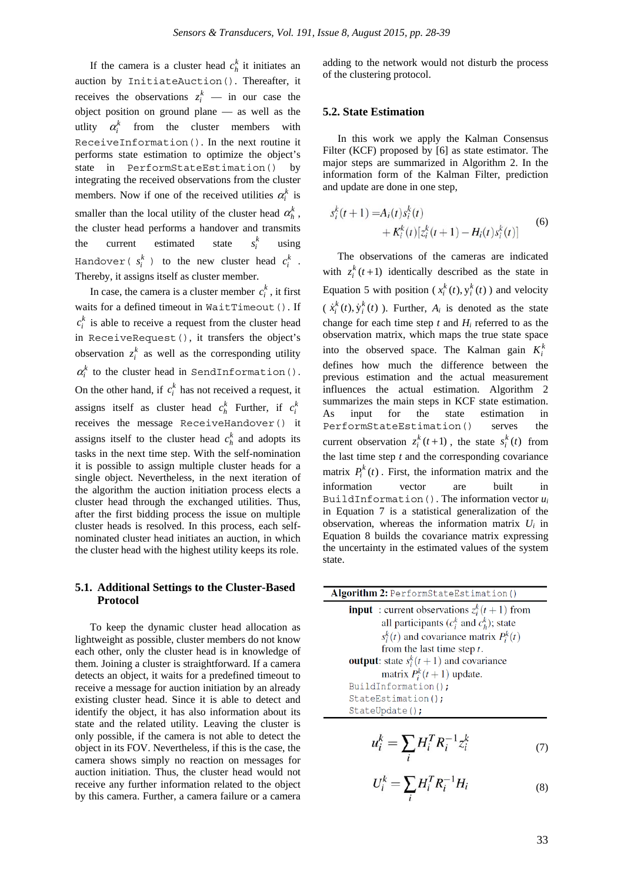If the camera is a cluster head $c_h^k$ it initiates an auction by `InitiateAuction()`. Thereafter, it receives the observations $z_i^k$ — in our case the object position on ground plane — as well as the utlity $\alpha_i^k$ from the cluster members with `ReceiveInformation()`. In the next routine it performs state estimation to optimize the object's state in `PerformStateEstimation()` by integrating the received observations from the cluster members. Now if one of the received utilities $\alpha_i^k$ is smaller than the local utility of the cluster head $\alpha_h^k$, the cluster head performs a handover and transmits the current estimated state $s_i^k$ using `Handover(` $s_i^k$ `)` to the new cluster head $c_i^k$. Thereby, it assigns itself as cluster member.

In case, the camera is a cluster member $c_i^k$, it first waits for a defined timeout in `WaitTimeout()`. If $c_i^k$ is able to receive a request from the cluster head in `ReceiveRequest()`, it transfers the object's observation $z_i^k$ as well as the corresponding utility $\alpha_i^k$ to the cluster head in `SendInformation()`. On the other hand, if $c_i^k$ has not received a request, it assigns itself as cluster head $c_h^k$ Further, if $c_i^k$ receives the message `ReceiveHandover()` it assigns itself to the cluster head $c_h^k$ and adopts its tasks in the next time step. With the self-nomination it is possible to assign multiple cluster heads for a single object. Nevertheless, in the next iteration of the algorithm the auction initiation process elects a cluster head through the exchanged utilities. Thus, after the first bidding process the issue on multiple cluster heads is resolved. In this process, each self-nominated cluster head initiates an auction, in which the cluster head with the highest utility keeps its role.

### 5.1. Additional Settings to the Cluster-Based Protocol

To keep the dynamic cluster head allocation as lightweight as possible, cluster members do not know each other, only the cluster head is in knowledge of them. Joining a cluster is straightforward. If a camera detects an object, it waits for a predefined timeout to receive a message for auction initiation by an already existing cluster head. Since it is able to detect and identify the object, it has also information about its state and the related utility. Leaving the cluster is only possible, if the camera is not able to detect the object in its FOV. Nevertheless, if this is the case, the camera shows simply no reaction on messages for auction initiation. Thus, the cluster head would not receive any further information related to the object by this camera. Further, a camera failure or a camera adding to the network would not disturb the process of the clustering protocol.

### 5.2. State Estimation

In this work we apply the Kalman Consensus Filter (KCF) proposed by [6] as state estimator. The major steps are summarized in Algorithm 2. In the information form of the Kalman Filter, prediction and update are done in one step,

$$s_i^k(t+1) = A_i(t)s_i^k(t) + K_i^k(t)[z_i^k(t+1) - H_i(t)s_i^k(t)] \tag{6}$$

The observations of the cameras are indicated with $z_i^k(t+1)$ identically described as the state in Equation 5 with position ( $x_i^k(t), y_i^k(t)$ ) and velocity ( $\dot{x}_i^k(t), \dot{y}_i^k(t)$ ). Further, $A_i$ is denoted as the state change for each time step $t$ and $H_i$ referred to as the observation matrix, which maps the true state space into the observed space. The Kalman gain $K_i^k$ defines how much the difference between the previous estimation and the actual measurement influences the actual estimation. Algorithm 2 summarizes the main steps in KCF state estimation. As input for the state estimation `PerformStateEstimation()` serves the current observation $z_i^k(t+1)$, the state $s_i^k(t)$ from the last time step $t$ and the corresponding covariance matrix $P_i^k(t)$. First, the information matrix and the information vector are built in `BuildInformation()`. The information vector $u_i$ in Equation 7 is a statistical generalization of the observation, whereas the information matrix $U_i$ in Equation 8 builds the covariance matrix expressing the uncertainty in the estimated values of the system state.

**Algorithm 2:** `PerformStateEstimation()`

**input** : current observations $z_i^k(t+1)$ from all participants ($c_i^k$ and $c_h^k$); state $s_i^k(t)$ and covariance matrix $P_i^k(t)$ from the last time step $t$.
**output**: state $s_i^k(t+1)$ and covariance matrix $P_i^k(t+1)$ update.

```
BuildInformation();
StateEstimation();
StateUpdate();
```

$$u_i^k = \sum_i H_i^T R_i^{-1} z_i^k \tag{7}$$

$$U_i^k = \sum_i H_i^T R_i^{-1} H_i \tag{8}$$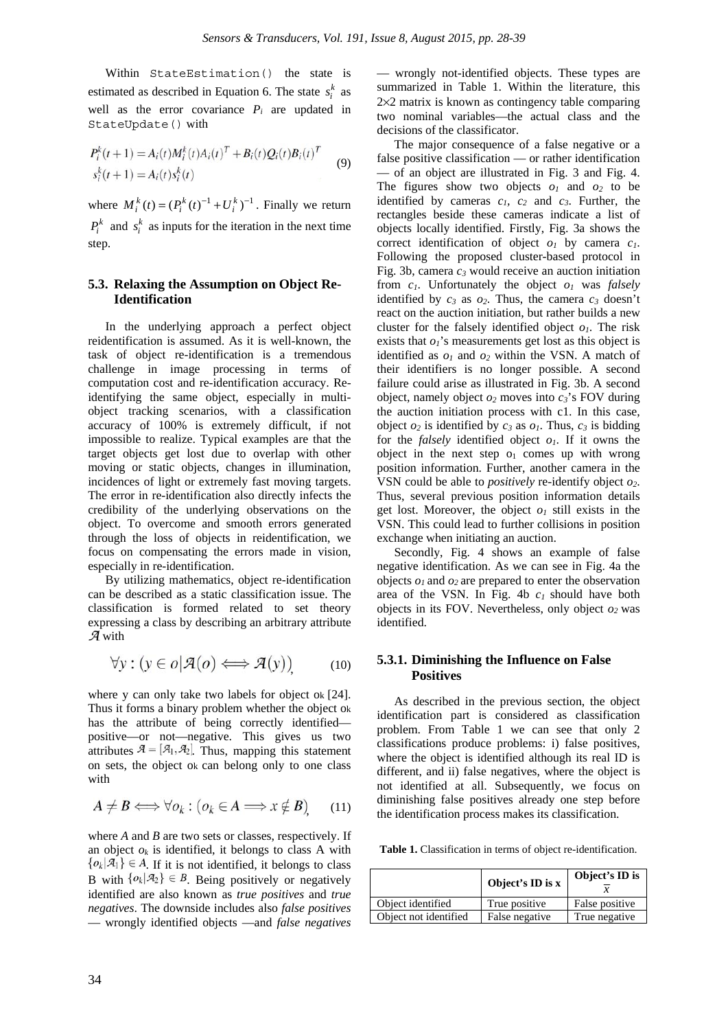Within `StateEstimation()` the state is estimated as described in Equation 6. The state $s_i^k$ as well as the error covariance $P_i$ are updated in `StateUpdate()` with

$$P_i^k(t+1) = A_i(t)M_i^k(t)A_i(t)^T + B_i(t)Q_i(t)B_i(t)^T$$
$$s_i^k(t+1) = A_i(t)s_i^k(t) \tag{9}$$

where $M_i^k(t) = (P_i^k(t)^{-1} + U_i^k)^{-1}$. Finally we return $P_i^k$ and $s_i^k$ as inputs for the iteration in the next time step.

### 5.3. Relaxing the Assumption on Object Re-Identification

In the underlying approach a perfect object reidentification is assumed. As it is well-known, the task of object re-identification is a tremendous challenge in image processing in terms of computation cost and re-identification accuracy. Re-identifying the same object, especially in multi-object tracking scenarios, with a classification accuracy of 100% is extremely difficult, if not impossible to realize. Typical examples are that the target objects get lost due to overlap with other moving or static objects, changes in illumination, incidences of light or extremely fast moving targets. The error in re-identification also directly infects the credibility of the underlying observations on the object. To overcome and smooth errors generated through the loss of objects in reidentification, we focus on compensating the errors made in vision, especially in re-identification.

By utilizing mathematics, object re-identification can be described as a static classification issue. The classification is formed related to set theory expressing a class by describing an arbitrary attribute $\mathcal{A}$ with

$$\forall y : (y \in o | \mathcal{A}(o) \iff \mathcal{A}(y)), \tag{10}$$

where y can only take two labels for object $o_k$ [24]. Thus it forms a binary problem whether the object $o_k$ has the attribute of being correctly identified—positive—or not—negative. This gives us two attributes $\mathcal{A} = [\mathcal{A}_1, \mathcal{A}_2]$. Thus, mapping this statement on sets, the object $o_k$ can belong only to one class with

$$A \neq B \iff \forall o_k : (o_k \in A \implies x \notin B), \tag{11}$$

where $A$ and $B$ are two sets or classes, respectively. If an object $o_k$ is identified, it belongs to class A with $\{o_k | \mathcal{A}_1\} \in A$. If it is not identified, it belongs to class B with $\{o_k | \mathcal{A}_2\} \in B$. Being positively or negatively identified are also known as *true positives* and *true negatives*. The downside includes also *false positives* — wrongly identified objects —and *false negatives* — wrongly not-identified objects. These types are summarized in Table 1. Within the literature, this 2×2 matrix is known as contingency table comparing two nominal variables—the actual class and the decisions of the classificator.

The major consequence of a false negative or a false positive classification — or rather identification — of an object are illustrated in Fig. 3 and Fig. 4. The figures show two objects $o_1$ and $o_2$ to be identified by cameras $c_1$, $c_2$ and $c_3$. Further, the rectangles beside these cameras indicate a list of objects locally identified. Firstly, Fig. 3a shows the correct identification of object $o_1$ by camera $c_1$. Following the proposed cluster-based protocol in Fig. 3b, camera $c_3$ would receive an auction initiation from $c_1$. Unfortunately the object $o_1$ was *falsely* identified by $c_3$ as $o_2$. Thus, the camera $c_3$ doesn't react on the auction initiation, but rather builds a new cluster for the falsely identified object $o_1$. The risk exists that $o_1$'s measurements get lost as this object is identified as $o_1$ and $o_2$ within the VSN. A match of their identifiers is no longer possible. A second failure could arise as illustrated in Fig. 3b. A second object, namely object $o_2$ moves into $c_3$'s FOV during the auction initiation process with c1. In this case, object $o_2$ is identified by $c_3$ as $o_1$. Thus, $c_3$ is bidding for the *falsely* identified object $o_1$. If it owns the object in the next step $o_1$ comes up with wrong position information. Further, another camera in the VSN could be able to *positively* re-identify object $o_2$. Thus, several previous position information details get lost. Moreover, the object $o_1$ still exists in the VSN. This could lead to further collisions in position exchange when initiating an auction.

Secondly, Fig. 4 shows an example of false negative identification. As we can see in Fig. 4a the objects $o_1$ and $o_2$ are prepared to enter the observation area of the VSN. In Fig. 4b $c_1$ should have both objects in its FOV. Nevertheless, only object $o_2$ was identified.

#### 5.3.1. Diminishing the Influence on False Positives

As described in the previous section, the object identification part is considered as classification problem. From Table 1 we can see that only 2 classifications produce problems: i) false positives, where the object is identified although its real ID is different, and ii) false negatives, where the object is not identified at all. Subsequently, we focus on diminishing false positives already one step before the identification process makes its classification.

**Table 1.** Classification in terms of object re-identification.

| | Object's ID is x | Object's ID is $\overline{x}$ |
|---|---|---|
| Object identified | True positive | False positive |
| Object not identified | False negative | True negative |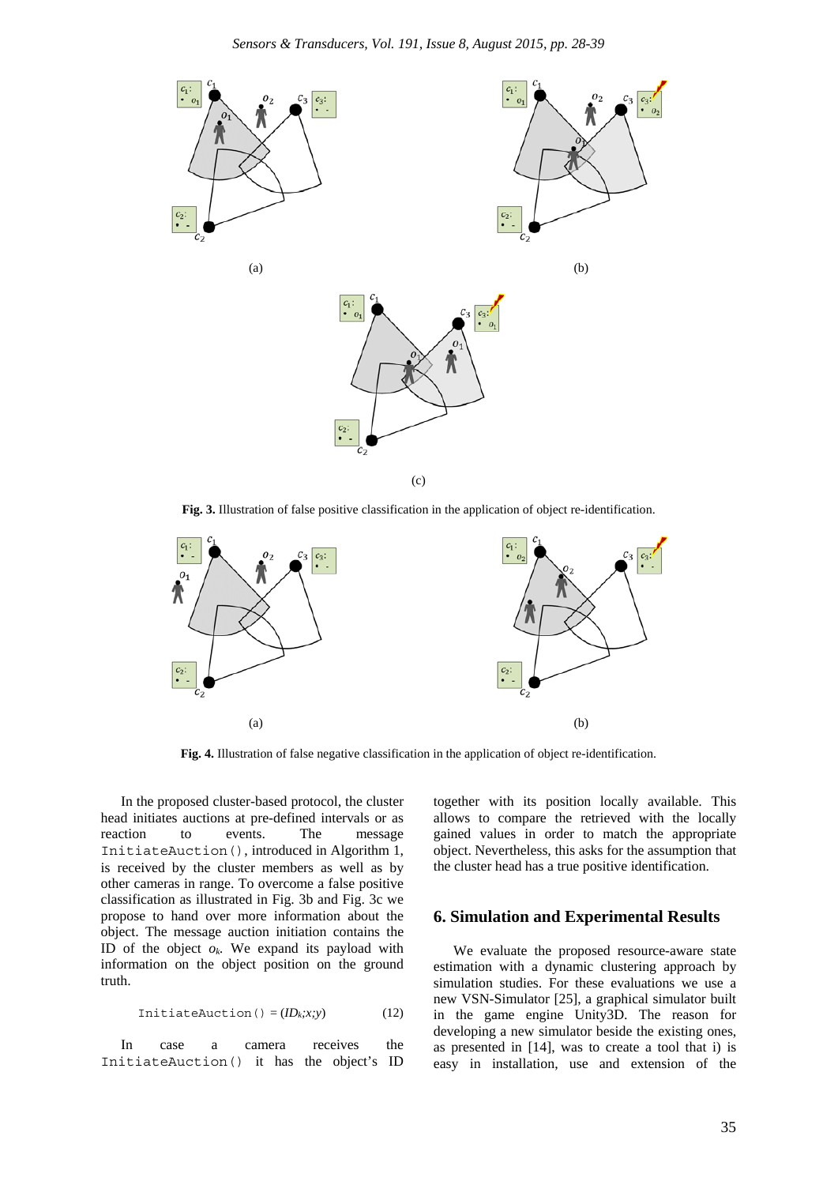Fig. 3. Illustration of false positive classification in the application of object re-identification.

Fig. 4. Illustration of false negative classification in the application of object re-identification.

In the proposed cluster-based protocol, the cluster head initiates auctions at pre-defined intervals or as reaction to events. The message `InitiateAuction()`, introduced in Algorithm 1, is received by the cluster members as well as by other cameras in range. To overcome a false positive classification as illustrated in Fig. 3b and Fig. 3c we propose to hand over more information about the object. The message auction initiation contains the ID of the object $o_k$. We expand its payload with information on the object position on the ground truth.

$$\texttt{InitiateAuction()} = (ID_k; x; y) \tag{12}$$

In case a camera receives the `InitiateAuction()` it has the object's ID together with its position locally available. This allows to compare the retrieved with the locally gained values in order to match the appropriate object. Nevertheless, this asks for the assumption that the cluster head has a true positive identification.

## 6. Simulation and Experimental Results

We evaluate the proposed resource-aware state estimation with a dynamic clustering approach by simulation studies. For these evaluations we use a new VSN-Simulator [25], a graphical simulator built in the game engine Unity3D. The reason for developing a new simulator beside the existing ones, as presented in [14], was to create a tool that i) is easy in installation, use and extension of the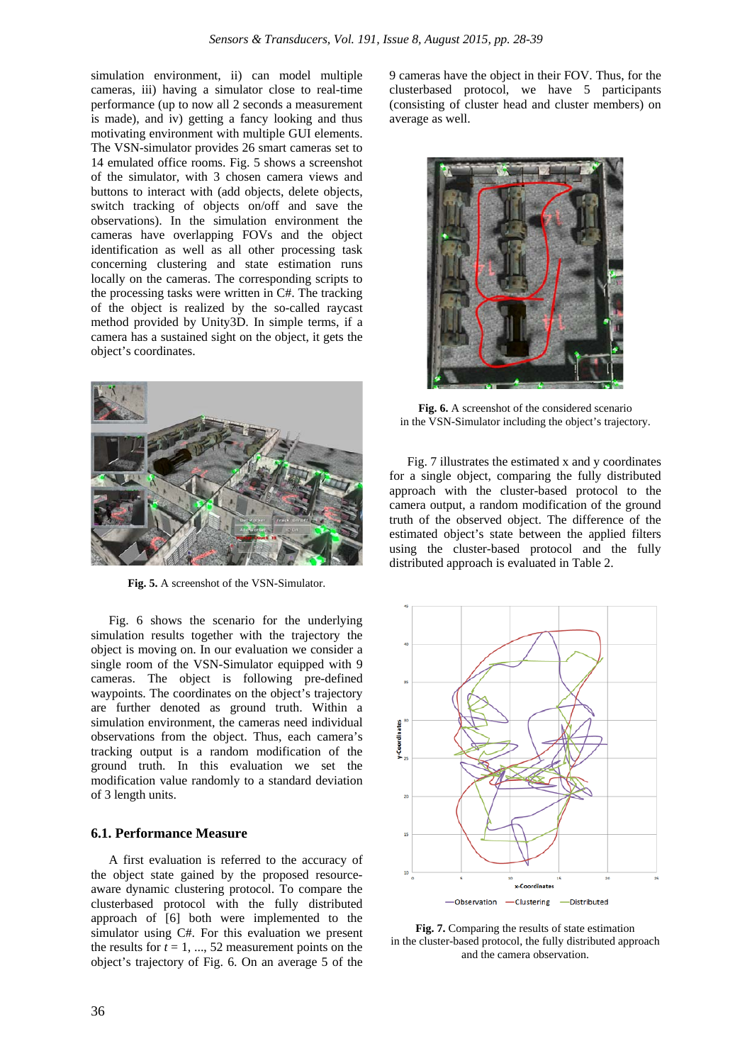simulation environment, ii) can model multiple cameras, iii) having a simulator close to real-time performance (up to now all 2 seconds a measurement is made), and iv) getting a fancy looking and thus motivating environment with multiple GUI elements. The VSN-simulator provides 26 smart cameras set to 14 emulated office rooms. Fig. 5 shows a screenshot of the simulator, with 3 chosen camera views and buttons to interact with (add objects, delete objects, switch tracking of objects on/off and save the observations). In the simulation environment the cameras have overlapping FOVs and the object identification as well as all other processing task concerning clustering and state estimation runs locally on the cameras. The corresponding scripts to the processing tasks were written in C#. The tracking of the object is realized by the so-called raycast method provided by Unity3D. In simple terms, if a camera has a sustained sight on the object, it gets the object's coordinates.

**Fig. 5.** A screenshot of the VSN-Simulator.

Fig. 6 shows the scenario for the underlying simulation results together with the trajectory the object is moving on. In our evaluation we consider a single room of the VSN-Simulator equipped with 9 cameras. The object is following pre-defined waypoints. The coordinates on the object's trajectory are further denoted as ground truth. Within a simulation environment, the cameras need individual observations from the object. Thus, each camera's tracking output is a random modification of the ground truth. In this evaluation we set the modification value randomly to a standard deviation of 3 length units.

### 6.1. Performance Measure

A first evaluation is referred to the accuracy of the object state gained by the proposed resource-aware dynamic clustering protocol. To compare the clusterbased protocol with the fully distributed approach of [6] both were implemented to the simulator using C#. For this evaluation we present the results for $t = 1, ..., 52$ measurement points on the object's trajectory of Fig. 6. On an average 5 of the 9 cameras have the object in their FOV. Thus, for the clusterbased protocol, we have 5 participants (consisting of cluster head and cluster members) on average as well.

**Fig. 6.** A screenshot of the considered scenario in the VSN-Simulator including the object's trajectory.

Fig. 7 illustrates the estimated x and y coordinates for a single object, comparing the fully distributed approach with the cluster-based protocol to the camera output, a random modification of the ground truth of the observed object. The difference of the estimated object's state between the applied filters using the cluster-based protocol and the fully distributed approach is evaluated in Table 2.

**Fig. 7.** Comparing the results of state estimation in the cluster-based protocol, the fully distributed approach and the camera observation.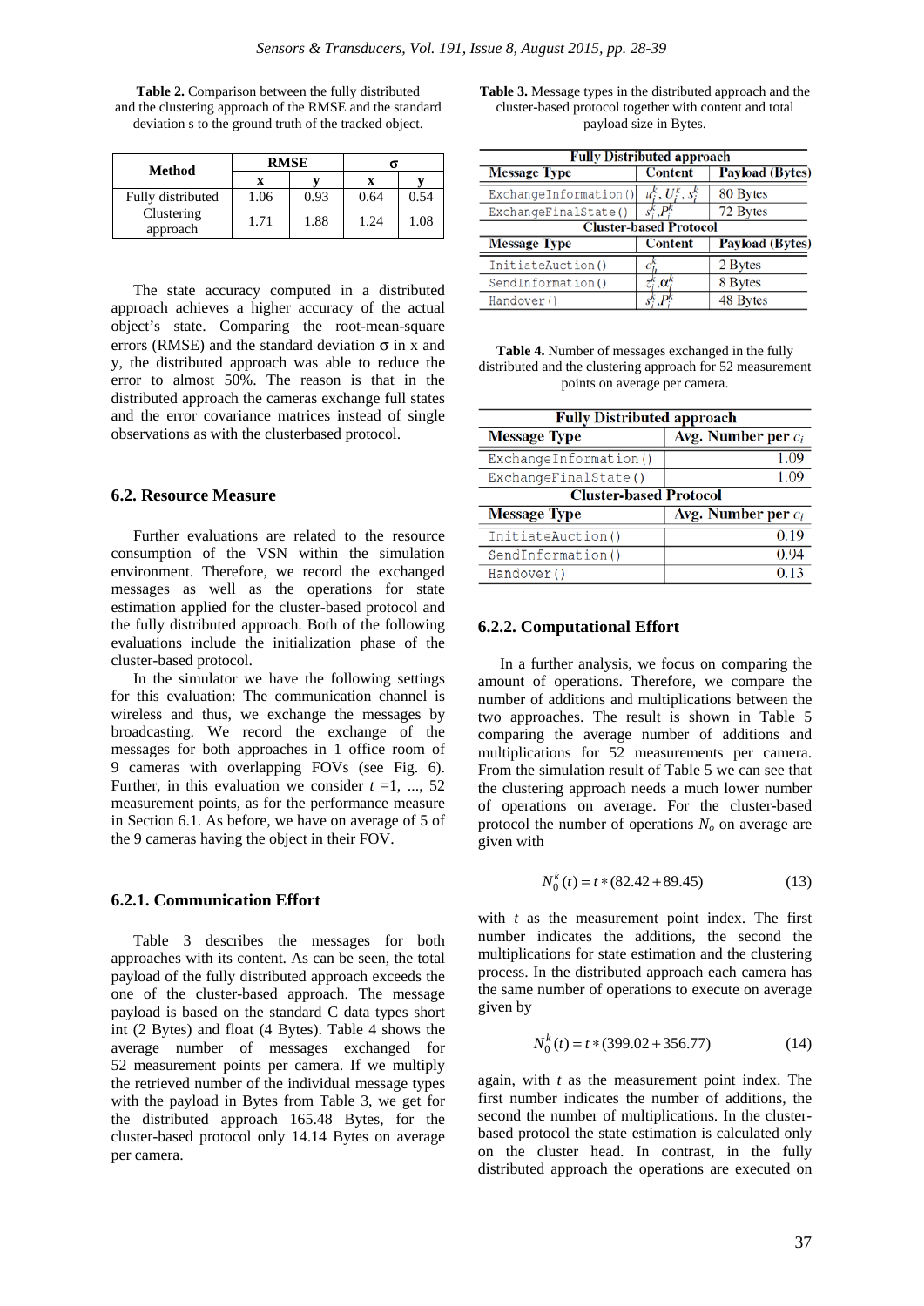**Table 2.** Comparison between the fully distributed and the clustering approach of the RMSE and the standard deviation s to the ground truth of the tracked object.

| Method | RMSE | | σ | |
|---|---|---|---|---|
| | x | y | x | y |
| Fully distributed | 1.06 | 0.93 | 0.64 | 0.54 |
| Clustering approach | 1.71 | 1.88 | 1.24 | 1.08 |

The state accuracy computed in a distributed approach achieves a higher accuracy of the actual object's state. Comparing the root-mean-square errors (RMSE) and the standard deviation σ in x and y, the distributed approach was able to reduce the error to almost 50%. The reason is that in the distributed approach the cameras exchange full states and the error covariance matrices instead of single observations as with the clusterbased protocol.

### 6.2. Resource Measure

Further evaluations are related to the resource consumption of the VSN within the simulation environment. Therefore, we record the exchanged messages as well as the operations for state estimation applied for the cluster-based protocol and the fully distributed approach. Both of the following evaluations include the initialization phase of the cluster-based protocol.

In the simulator we have the following settings for this evaluation: The communication channel is wireless and thus, we exchange the messages by broadcasting. We record the exchange of the messages for both approaches in 1 office room of 9 cameras with overlapping FOVs (see Fig. 6). Further, in this evaluation we consider $t$ =1, ..., 52 measurement points, as for the performance measure in Section 6.1. As before, we have on average of 5 of the 9 cameras having the object in their FOV.

#### 6.2.1. Communication Effort

Table 3 describes the messages for both approaches with its content. As can be seen, the total payload of the fully distributed approach exceeds the one of the cluster-based approach. The message payload is based on the standard C data types short int (2 Bytes) and float (4 Bytes). Table 4 shows the average number of messages exchanged for 52 measurement points per camera. If we multiply the retrieved number of the individual message types with the payload in Bytes from Table 3, we get for the distributed approach 165.48 Bytes, for the cluster-based protocol only 14.14 Bytes on average per camera.

**Table 3.** Message types in the distributed approach and the cluster-based protocol together with content and total payload size in Bytes.

| Fully Distributed approach | | |
|---|---|---|
| **Message Type** | **Content** | **Payload (Bytes)** |
| `ExchangeInformation()` | $u_i^k, U_i^k, s_i^k$ | 80 Bytes |
| `ExchangeFinalState()` | $s_i^k, P_i^k$ | 72 Bytes |
| **Cluster-based Protocol** | | |
| **Message Type** | **Content** | **Payload (Bytes)** |
| `InitiateAuction()` | $c_h^k$ | 2 Bytes |
| `SendInformation()` | $z_i^k, \alpha_i^k$ | 8 Bytes |
| `Handover()` | $s_i^k, P_i^k$ | 48 Bytes |

**Table 4.** Number of messages exchanged in the fully distributed and the clustering approach for 52 measurement points on average per camera.

| Fully Distributed approach | |
|---|---|
| **Message Type** | **Avg. Number per $c_i$** |
| `ExchangeInformation()` | 1.09 |
| `ExchangeFinalState()` | 1.09 |
| **Cluster-based Protocol** | |
| **Message Type** | **Avg. Number per $c_i$** |
| `InitiateAuction()` | 0.19 |
| `SendInformation()` | 0.94 |
| `Handover()` | 0.13 |

#### 6.2.2. Computational Effort

In a further analysis, we focus on comparing the amount of operations. Therefore, we compare the number of additions and multiplications between the two approaches. The result is shown in Table 5 comparing the average number of additions and multiplications for 52 measurements per camera. From the simulation result of Table 5 we can see that the clustering approach needs a much lower number of operations on average. For the cluster-based protocol the number of operations $N_o$ on average are given with

$$N_0^k(t) = t * (82.42 + 89.45) \tag{13}$$

with $t$ as the measurement point index. The first number indicates the additions, the second the multiplications for state estimation and the clustering process. In the distributed approach each camera has the same number of operations to execute on average given by

$$N_0^k(t) = t * (399.02 + 356.77) \tag{14}$$

again, with $t$ as the measurement point index. The first number indicates the number of additions, the second the number of multiplications. In the cluster-based protocol the state estimation is calculated only on the cluster head. In contrast, in the fully distributed approach the operations are executed on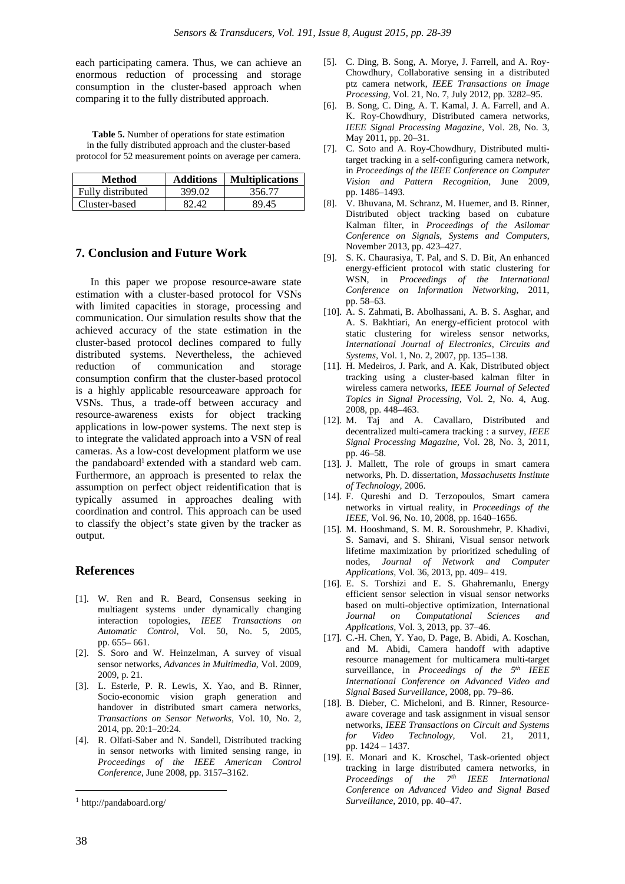each participating camera. Thus, we can achieve an enormous reduction of processing and storage consumption in the cluster-based approach when comparing it to the fully distributed approach.

**Table 5.** Number of operations for state estimation in the fully distributed approach and the cluster-based protocol for 52 measurement points on average per camera.

| Method | Additions | Multiplications |
|---|---|---|
| Fully distributed | 399.02 | 356.77 |
| Cluster-based | 82.42 | 89.45 |

## 7. Conclusion and Future Work

In this paper we propose resource-aware state estimation with a cluster-based protocol for VSNs with limited capacities in storage, processing and communication. Our simulation results show that the achieved accuracy of the state estimation in the cluster-based protocol declines compared to fully distributed systems. Nevertheless, the achieved reduction of communication and storage consumption confirm that the cluster-based protocol is a highly applicable resourceaware approach for VSNs. Thus, a trade-off between accuracy and resource-awareness exists for object tracking applications in low-power systems. The next step is to integrate the validated approach into a VSN of real cameras. As a low-cost development platform we use the pandaboard[1] extended with a standard web cam. Furthermore, an approach is presented to relax the assumption on perfect object reidentification that is typically assumed in approaches dealing with coordination and control. This approach can be used to classify the object's state given by the tracker as output.

## References

[1]. W. Ren and R. Beard, Consensus seeking in multiagent systems under dynamically changing interaction topologies, *IEEE Transactions on Automatic Control*, Vol. 50, No. 5, 2005, pp. 655– 661.

[2]. S. Soro and W. Heinzelman, A survey of visual sensor networks, *Advances in Multimedia*, Vol. 2009, 2009, p. 21.

[3]. L. Esterle, P. R. Lewis, X. Yao, and B. Rinner, Socio-economic vision graph generation and handover in distributed smart camera networks, *Transactions on Sensor Networks*, Vol. 10, No. 2, 2014, pp. 20:1–20:24.

[4]. R. Olfati-Saber and N. Sandell, Distributed tracking in sensor networks with limited sensing range, in *Proceedings of the IEEE American Control Conference*, June 2008, pp. 3157–3162.

[5]. C. Ding, B. Song, A. Morye, J. Farrell, and A. Roy-Chowdhury, Collaborative sensing in a distributed ptz camera network, *IEEE Transactions on Image Processing*, Vol. 21, No. 7, July 2012, pp. 3282–95.

[6]. B. Song, C. Ding, A. T. Kamal, J. A. Farrell, and A. K. Roy-Chowdhury, Distributed camera networks, *IEEE Signal Processing Magazine*, Vol. 28, No. 3, May 2011, pp. 20–31.

[7]. C. Soto and A. Roy-Chowdhury, Distributed multi-target tracking in a self-configuring camera network, in *Proceedings of the IEEE Conference on Computer Vision and Pattern Recognition*, June 2009, pp. 1486–1493.

[8]. V. Bhuvana, M. Schranz, M. Huemer, and B. Rinner, Distributed object tracking based on cubature Kalman filter, in *Proceedings of the Asilomar Conference on Signals, Systems and Computers*, November 2013, pp. 423–427.

[9]. S. K. Chaurasiya, T. Pal, and S. D. Bit, An enhanced energy-efficient protocol with static clustering for WSN, in *Proceedings of the International Conference on Information Networking*, 2011, pp. 58–63.

[10]. A. S. Zahmati, B. Abolhassani, A. B. S. Asghar, and A. S. Bakhtiari, An energy-efficient protocol with static clustering for wireless sensor networks, *International Journal of Electronics, Circuits and Systems*, Vol. 1, No. 2, 2007, pp. 135–138.

[11]. H. Medeiros, J. Park, and A. Kak, Distributed object tracking using a cluster-based kalman filter in wireless camera networks, *IEEE Journal of Selected Topics in Signal Processing*, Vol. 2, No. 4, Aug. 2008, pp. 448–463.

[12]. M. Taj and A. Cavallaro, Distributed and decentralized multi-camera tracking : a survey, *IEEE Signal Processing Magazine*, Vol. 28, No. 3, 2011, pp. 46–58.

[13]. J. Mallett, The role of groups in smart camera networks, Ph. D. dissertation, *Massachusetts Institute of Technology*, 2006.

[14]. F. Qureshi and D. Terzopoulos, Smart camera networks in virtual reality, in *Proceedings of the IEEE*, Vol. 96, No. 10, 2008, pp. 1640–1656.

[15]. M. Hooshmand, S. M. R. Soroushmehr, P. Khadivi, S. Samavi, and S. Shirani, Visual sensor network lifetime maximization by prioritized scheduling of nodes, *Journal of Network and Computer Applications*, Vol. 36, 2013, pp. 409– 419.

[16]. E. S. Torshizi and E. S. Ghahremanlu, Energy efficient sensor selection in visual sensor networks based on multi-objective optimization, International *Journal on Computational Sciences and Applications*, Vol. 3, 2013, pp. 37–46.

[17]. C.-H. Chen, Y. Yao, D. Page, B. Abidi, A. Koschan, and M. Abidi, Camera handoff with adaptive resource management for multicamera multi-target surveillance, in *Proceedings of the 5th IEEE International Conference on Advanced Video and Signal Based Surveillance*, 2008, pp. 79–86.

[18]. B. Dieber, C. Micheloni, and B. Rinner, Resource-aware coverage and task assignment in visual sensor networks, *IEEE Transactions on Circuit and Systems for Video Technology*, Vol. 21, 2011, pp. 1424 – 1437.

[19]. E. Monari and K. Kroschel, Task-oriented object tracking in large distributed camera networks, in *Proceedings of the 7th IEEE International Conference on Advanced Video and Signal Based Surveillance*, 2010, pp. 40–47.

---

[1] http://pandaboard.org/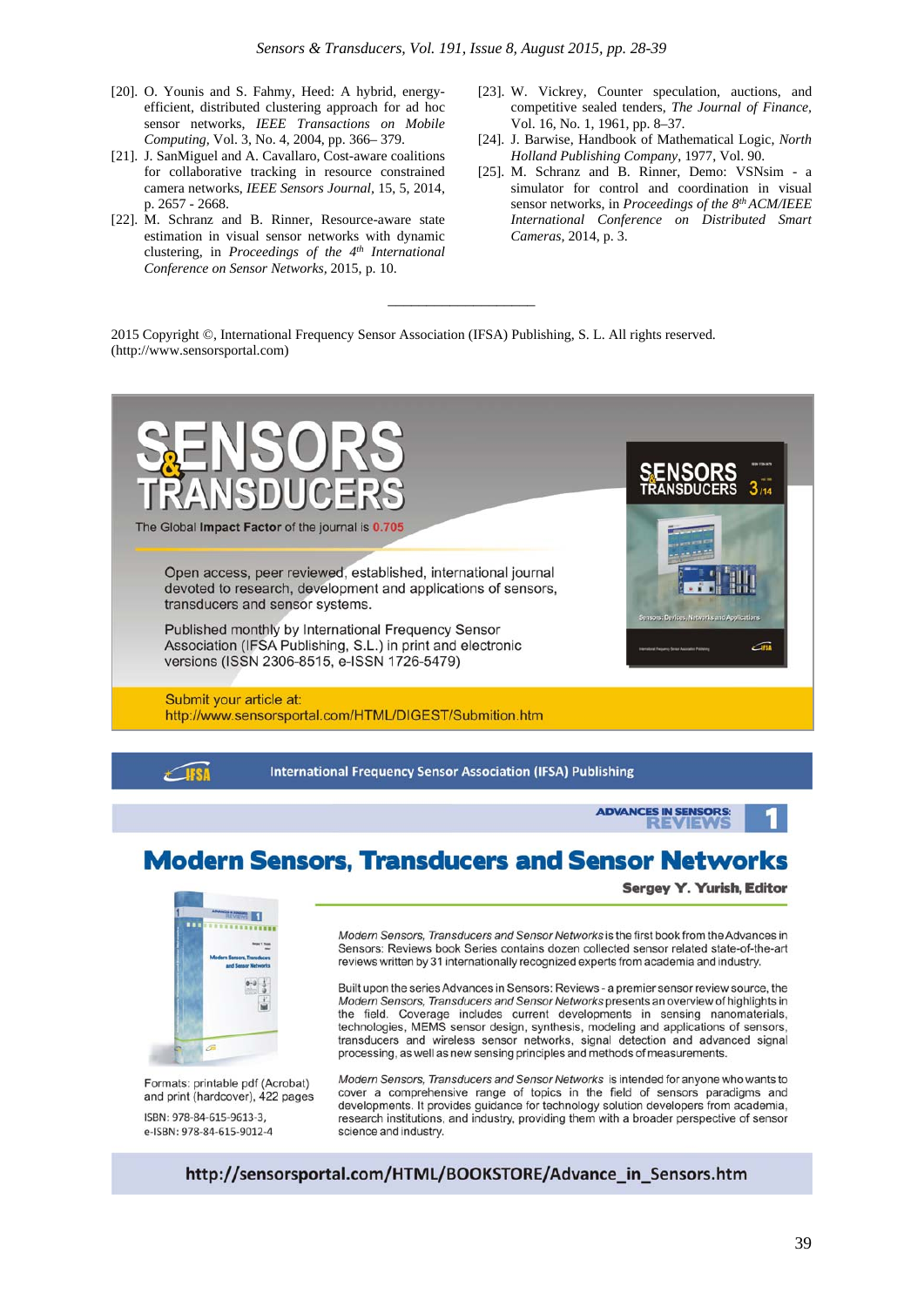[20]. O. Younis and S. Fahmy, Heed: A hybrid, energy-efficient, distributed clustering approach for ad hoc sensor networks, *IEEE Transactions on Mobile Computing*, Vol. 3, No. 4, 2004, pp. 366– 379.

[21]. J. SanMiguel and A. Cavallaro, Cost-aware coalitions for collaborative tracking in resource constrained camera networks, *IEEE Sensors Journal*, 15, 5, 2014, p. 2657 - 2668.

[22]. M. Schranz and B. Rinner, Resource-aware state estimation in visual sensor networks with dynamic clustering, in *Proceedings of the 4th International Conference on Sensor Networks*, 2015, p. 10.

[23]. W. Vickrey, Counter speculation, auctions, and competitive sealed tenders, *The Journal of Finance*, Vol. 16, No. 1, 1961, pp. 8–37.

[24]. J. Barwise, Handbook of Mathematical Logic, *North Holland Publishing Company*, 1977, Vol. 90.

[25]. M. Schranz and B. Rinner, Demo: VSNsim - a simulator for control and coordination in visual sensor networks, in *Proceedings of the 8th ACM/IEEE International Conference on Distributed Smart Cameras*, 2014, p. 3.

---

2015 Copyright ©, International Frequency Sensor Association (IFSA) Publishing, S. L. All rights reserved. (http://www.sensorsportal.com)

# SENSORS & TRANSDUCERS

The Global **Impact Factor** of the journal is **0.705**

Open access, peer reviewed, established, international journal devoted to research, development and applications of sensors, transducers and sensor systems.

Published monthly by International Frequency Sensor Association (IFSA Publishing, S.L.) in print and electronic versions (ISSN 2306-8515, e-ISSN 1726-5479)

Submit your article at: http://www.sensorsportal.com/HTML/DIGEST/Submition.htm

**International Frequency Sensor Association (IFSA) Publishing**

ADVANCES IN SENSORS: REVIEWS 1

# Modern Sensors, Transducers and Sensor Networks

**Sergey Y. Yurish, Editor**

*Modern Sensors, Transducers and Sensor Networks* is the first book from the Advances in Sensors: Reviews book Series contains dozen collected sensor related state-of-the-art reviews written by 31 internationally recognized experts from academia and industry.

Built upon the series Advances in Sensors: Reviews - a premier sensor review source, the *Modern Sensors, Transducers and Sensor Networks* presents an overview of highlights in the field. Coverage includes current developments in sensing nanomaterials, technologies, MEMS sensor design, synthesis, modeling and applications of sensors, transducers and wireless sensor networks, signal detection and advanced signal processing, as well as new sensing principles and methods of measurements.

*Modern Sensors, Transducers and Sensor Networks* is intended for anyone who wants to cover a comprehensive range of topics in the field of sensors paradigms and developments. It provides guidance for technology solution developers from academia, research institutions, and industry, providing them with a broader perspective of sensor science and industry.

Formats: printable pdf (Acrobat) and print (hardcover), 422 pages

ISBN: 978-84-615-9613-3,
e-ISBN: 978-84-615-9012-4

**http://sensorsportal.com/HTML/BOOKSTORE/Advance_in_Sensors.htm**